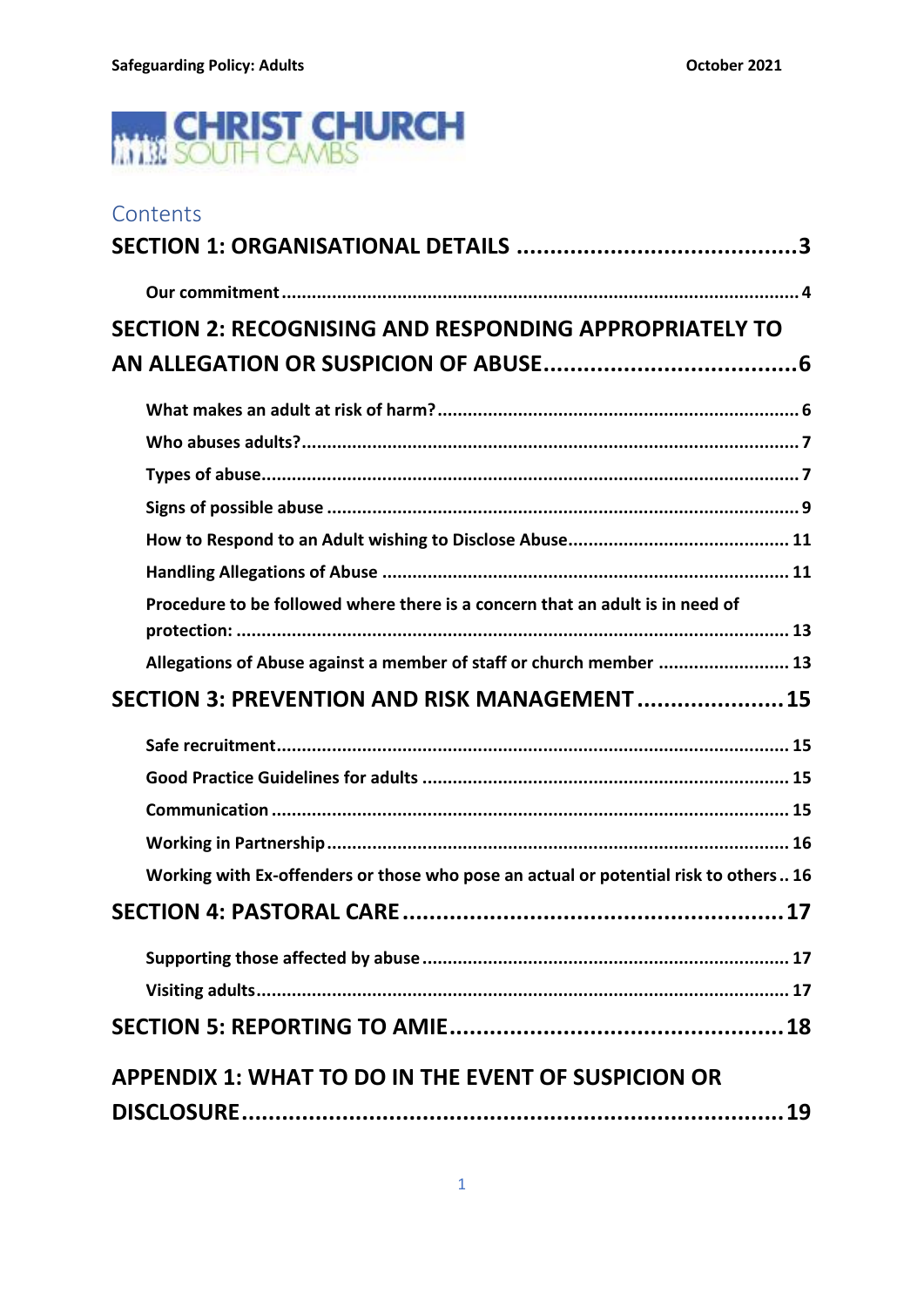CHRIST CHURCH SOUTH CAMBS

# Contents

**SECTION 1: ORGANISATIONAL DETAILS** .......................................... 3

- **Our commitment** ........................................................................................ 4

**SECTION 2: RECOGNISING AND RESPONDING APPROPRIATELY TO AN ALLEGATION OR SUSPICION OF ABUSE** ...................................... 6

- **What makes an adult at risk of harm?** ........................................................ 6
- **Who abuses adults?** .................................................................................. 7
- **Types of abuse** .......................................................................................... 7
- **Signs of possible abuse** ............................................................................. 9
- **How to Respond to an Adult wishing to Disclose Abuse** ............................ 11
- **Handling Allegations of Abuse** ................................................................ 11
- **Procedure to be followed where there is a concern that an adult is in need of protection:** ............................................................................................ 13
- **Allegations of Abuse against a member of staff or church member** .......................... 13

**SECTION 3: PREVENTION AND RISK MANAGEMENT** ...................... 15

- **Safe recruitment** .................................................................................... 15
- **Good Practice Guidelines for adults** ......................................................... 15
- **Communication** ...................................................................................... 15
- **Working in Partnership** ........................................................................... 16
- **Working with Ex-offenders or those who pose an actual or potential risk to others** .. 16

**SECTION 4: PASTORAL CARE** ........................................................ 17

- **Supporting those affected by abuse** ........................................................ 17
- **Visiting adults** ......................................................................................... 17

**SECTION 5: REPORTING TO AMIE** ................................................. 18

**APPENDIX 1: WHAT TO DO IN THE EVENT OF SUSPICION OR DISCLOSURE** ................................................................................. 19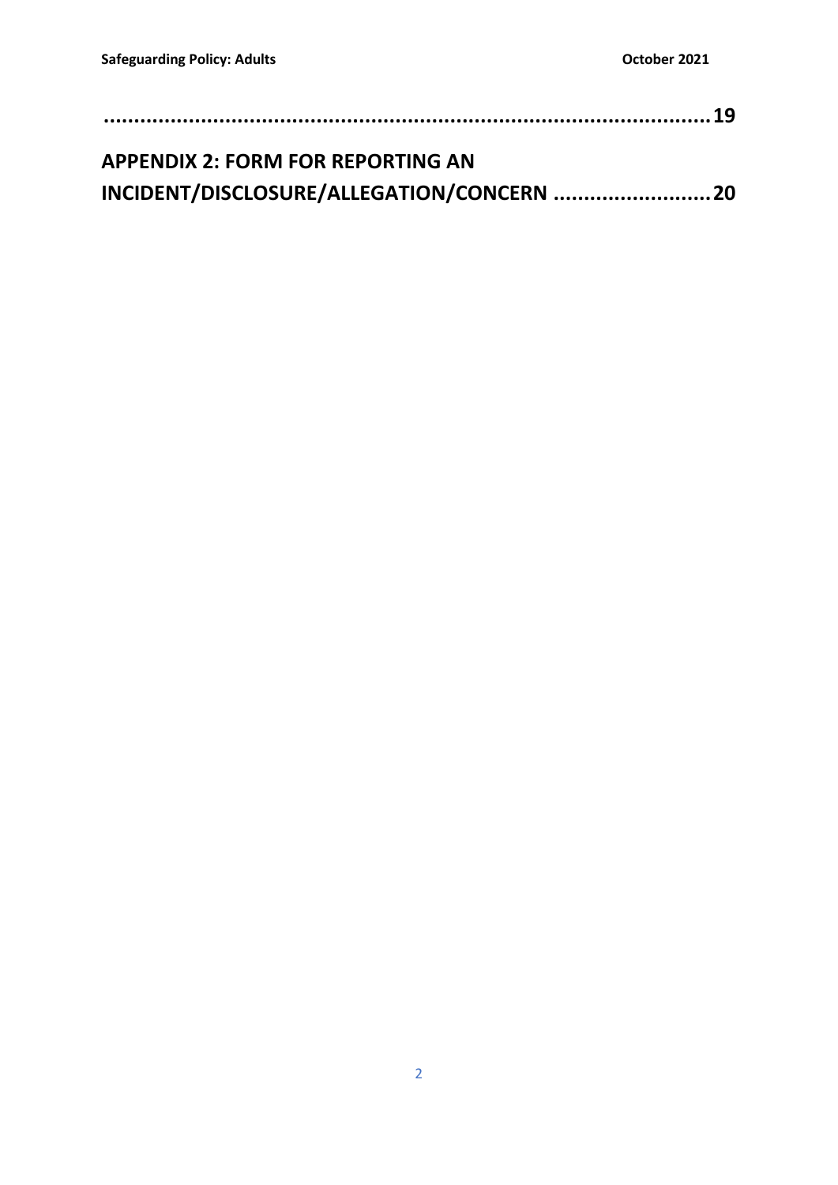**.................................................................................................19**

**APPENDIX 2: FORM FOR REPORTING AN INCIDENT/DISCLOSURE/ALLEGATION/CONCERN ..........................20**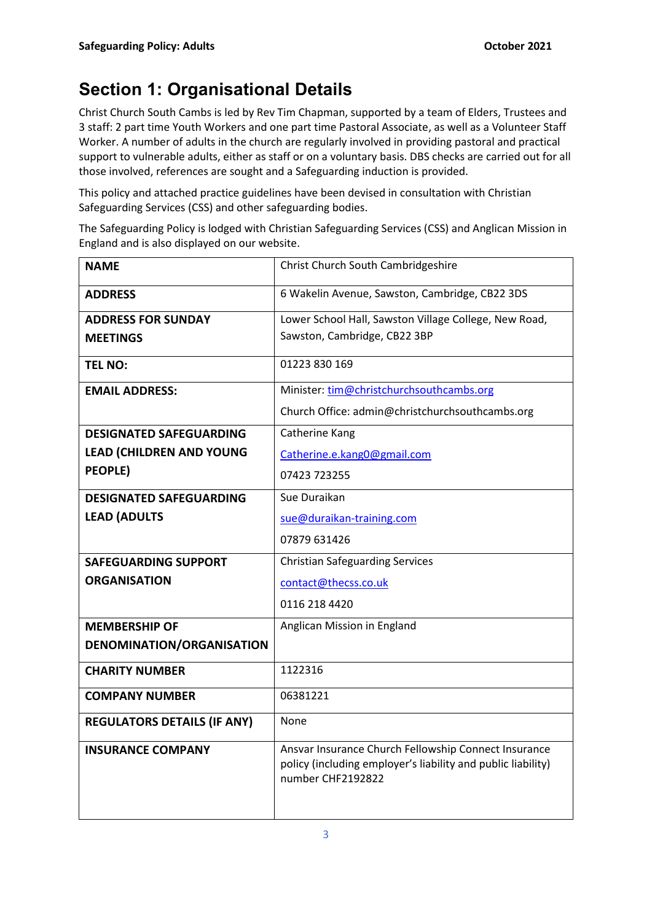## Section 1: Organisational Details

Christ Church South Cambs is led by Rev Tim Chapman, supported by a team of Elders, Trustees and 3 staff: 2 part time Youth Workers and one part time Pastoral Associate, as well as a Volunteer Staff Worker. A number of adults in the church are regularly involved in providing pastoral and practical support to vulnerable adults, either as staff or on a voluntary basis. DBS checks are carried out for all those involved, references are sought and a Safeguarding induction is provided.

This policy and attached practice guidelines have been devised in consultation with Christian Safeguarding Services (CSS) and other safeguarding bodies.

The Safeguarding Policy is lodged with Christian Safeguarding Services (CSS) and Anglican Mission in England and is also displayed on our website.

| | |
|---|---|
| **NAME** | Christ Church South Cambridgeshire |
| **ADDRESS** | 6 Wakelin Avenue, Sawston, Cambridge, CB22 3DS |
| **ADDRESS FOR SUNDAY MEETINGS** | Lower School Hall, Sawston Village College, New Road, Sawston, Cambridge, CB22 3BP |
| **TEL NO:** | 01223 830 169 |
| **EMAIL ADDRESS:** | Minister: tim@christchurchsouthcambs.org<br>Church Office: admin@christchurchsouthcambs.org |
| **DESIGNATED SAFEGUARDING LEAD (CHILDREN AND YOUNG PEOPLE)** | Catherine Kang<br>Catherine.e.kang0@gmail.com<br>07423 723255 |
| **DESIGNATED SAFEGUARDING LEAD (ADULTS** | Sue Duraikan<br>sue@duraikan-training.com<br>07879 631426 |
| **SAFEGUARDING SUPPORT ORGANISATION** | Christian Safeguarding Services<br>contact@thecss.co.uk<br>0116 218 4420 |
| **MEMBERSHIP OF DENOMINATION/ORGANISATION** | Anglican Mission in England |
| **CHARITY NUMBER** | 1122316 |
| **COMPANY NUMBER** | 06381221 |
| **REGULATORS DETAILS (IF ANY)** | None |
| **INSURANCE COMPANY** | Ansvar Insurance Church Fellowship Connect Insurance policy (including employer's liability and public liability) number CHF2192822 |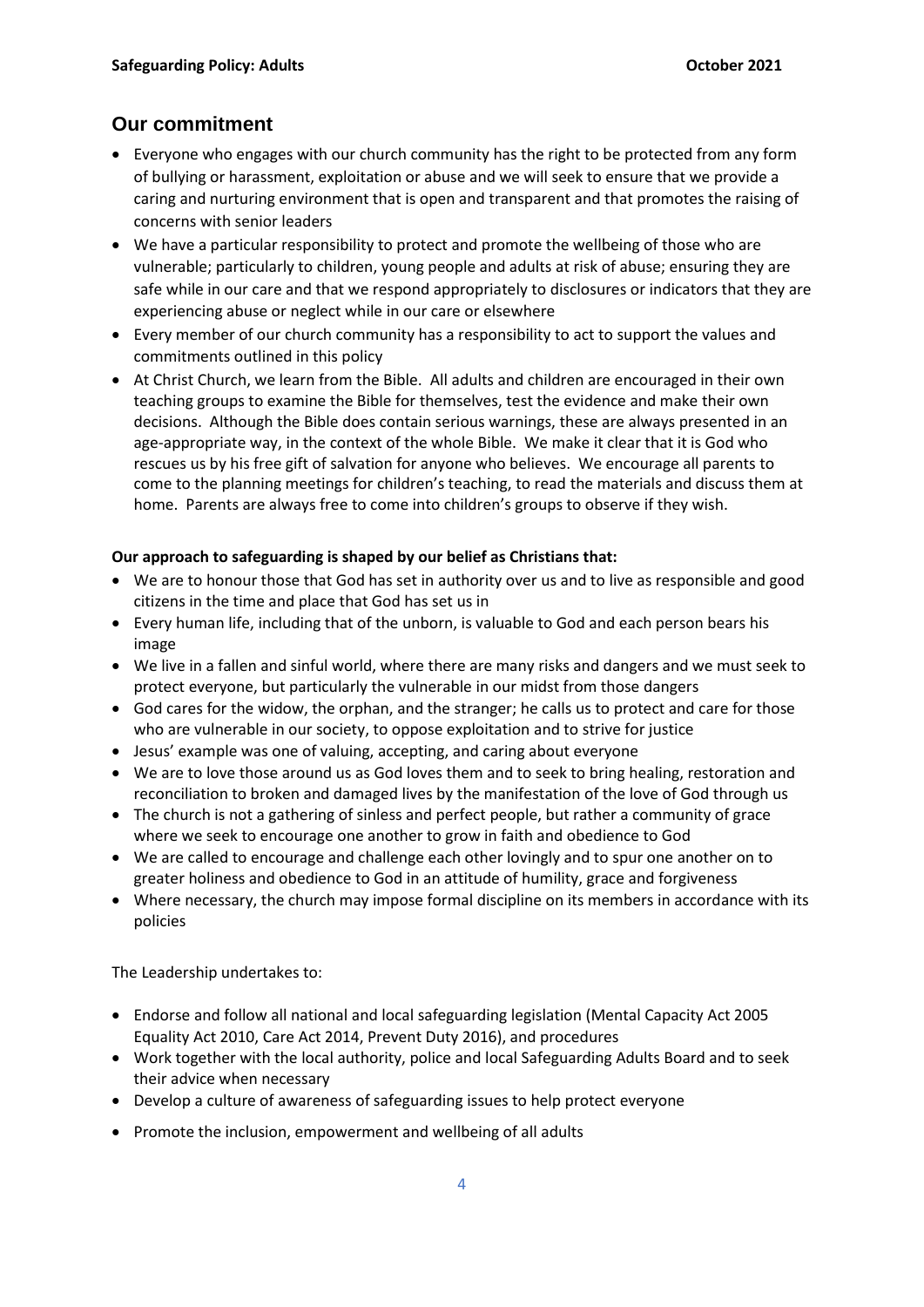## Our commitment

- Everyone who engages with our church community has the right to be protected from any form of bullying or harassment, exploitation or abuse and we will seek to ensure that we provide a caring and nurturing environment that is open and transparent and that promotes the raising of concerns with senior leaders
- We have a particular responsibility to protect and promote the wellbeing of those who are vulnerable; particularly to children, young people and adults at risk of abuse; ensuring they are safe while in our care and that we respond appropriately to disclosures or indicators that they are experiencing abuse or neglect while in our care or elsewhere
- Every member of our church community has a responsibility to act to support the values and commitments outlined in this policy
- At Christ Church, we learn from the Bible. All adults and children are encouraged in their own teaching groups to examine the Bible for themselves, test the evidence and make their own decisions. Although the Bible does contain serious warnings, these are always presented in an age-appropriate way, in the context of the whole Bible. We make it clear that it is God who rescues us by his free gift of salvation for anyone who believes. We encourage all parents to come to the planning meetings for children's teaching, to read the materials and discuss them at home. Parents are always free to come into children's groups to observe if they wish.

**Our approach to safeguarding is shaped by our belief as Christians that:**

- We are to honour those that God has set in authority over us and to live as responsible and good citizens in the time and place that God has set us in
- Every human life, including that of the unborn, is valuable to God and each person bears his image
- We live in a fallen and sinful world, where there are many risks and dangers and we must seek to protect everyone, but particularly the vulnerable in our midst from those dangers
- God cares for the widow, the orphan, and the stranger; he calls us to protect and care for those who are vulnerable in our society, to oppose exploitation and to strive for justice
- Jesus' example was one of valuing, accepting, and caring about everyone
- We are to love those around us as God loves them and to seek to bring healing, restoration and reconciliation to broken and damaged lives by the manifestation of the love of God through us
- The church is not a gathering of sinless and perfect people, but rather a community of grace where we seek to encourage one another to grow in faith and obedience to God
- We are called to encourage and challenge each other lovingly and to spur one another on to greater holiness and obedience to God in an attitude of humility, grace and forgiveness
- Where necessary, the church may impose formal discipline on its members in accordance with its policies

The Leadership undertakes to:

- Endorse and follow all national and local safeguarding legislation (Mental Capacity Act 2005 Equality Act 2010, Care Act 2014, Prevent Duty 2016), and procedures
- Work together with the local authority, police and local Safeguarding Adults Board and to seek their advice when necessary
- Develop a culture of awareness of safeguarding issues to help protect everyone
- Promote the inclusion, empowerment and wellbeing of all adults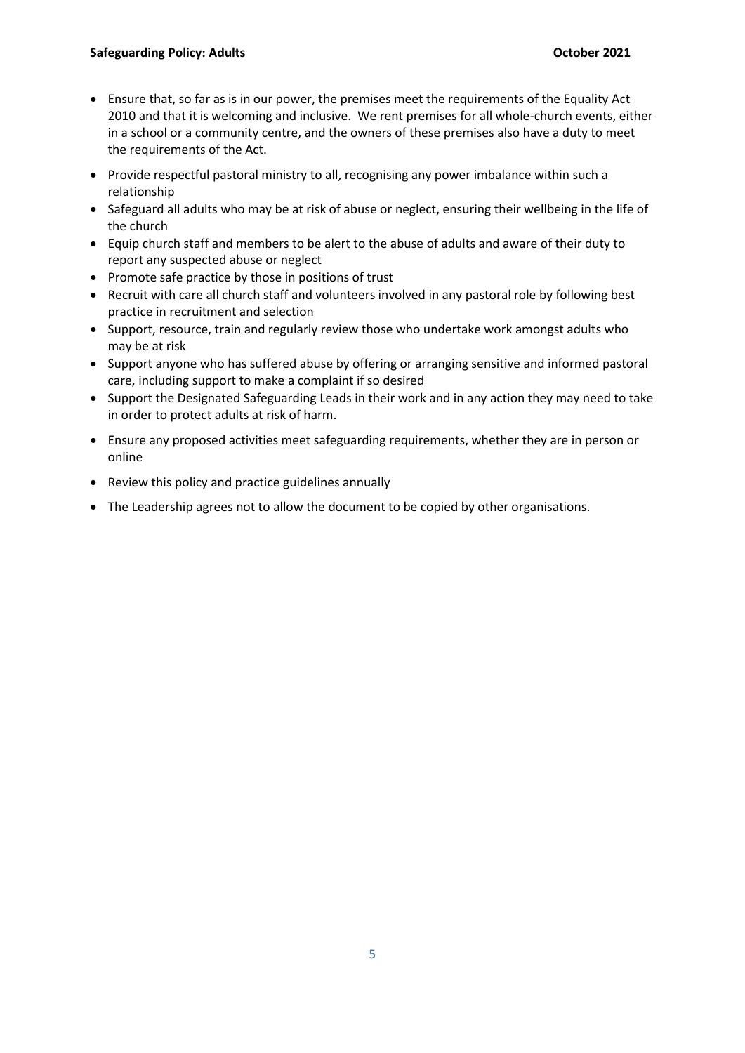- Ensure that, so far as is in our power, the premises meet the requirements of the Equality Act 2010 and that it is welcoming and inclusive. We rent premises for all whole-church events, either in a school or a community centre, and the owners of these premises also have a duty to meet the requirements of the Act.
- Provide respectful pastoral ministry to all, recognising any power imbalance within such a relationship
- Safeguard all adults who may be at risk of abuse or neglect, ensuring their wellbeing in the life of the church
- Equip church staff and members to be alert to the abuse of adults and aware of their duty to report any suspected abuse or neglect
- Promote safe practice by those in positions of trust
- Recruit with care all church staff and volunteers involved in any pastoral role by following best practice in recruitment and selection
- Support, resource, train and regularly review those who undertake work amongst adults who may be at risk
- Support anyone who has suffered abuse by offering or arranging sensitive and informed pastoral care, including support to make a complaint if so desired
- Support the Designated Safeguarding Leads in their work and in any action they may need to take in order to protect adults at risk of harm.
- Ensure any proposed activities meet safeguarding requirements, whether they are in person or online
- Review this policy and practice guidelines annually
- The Leadership agrees not to allow the document to be copied by other organisations.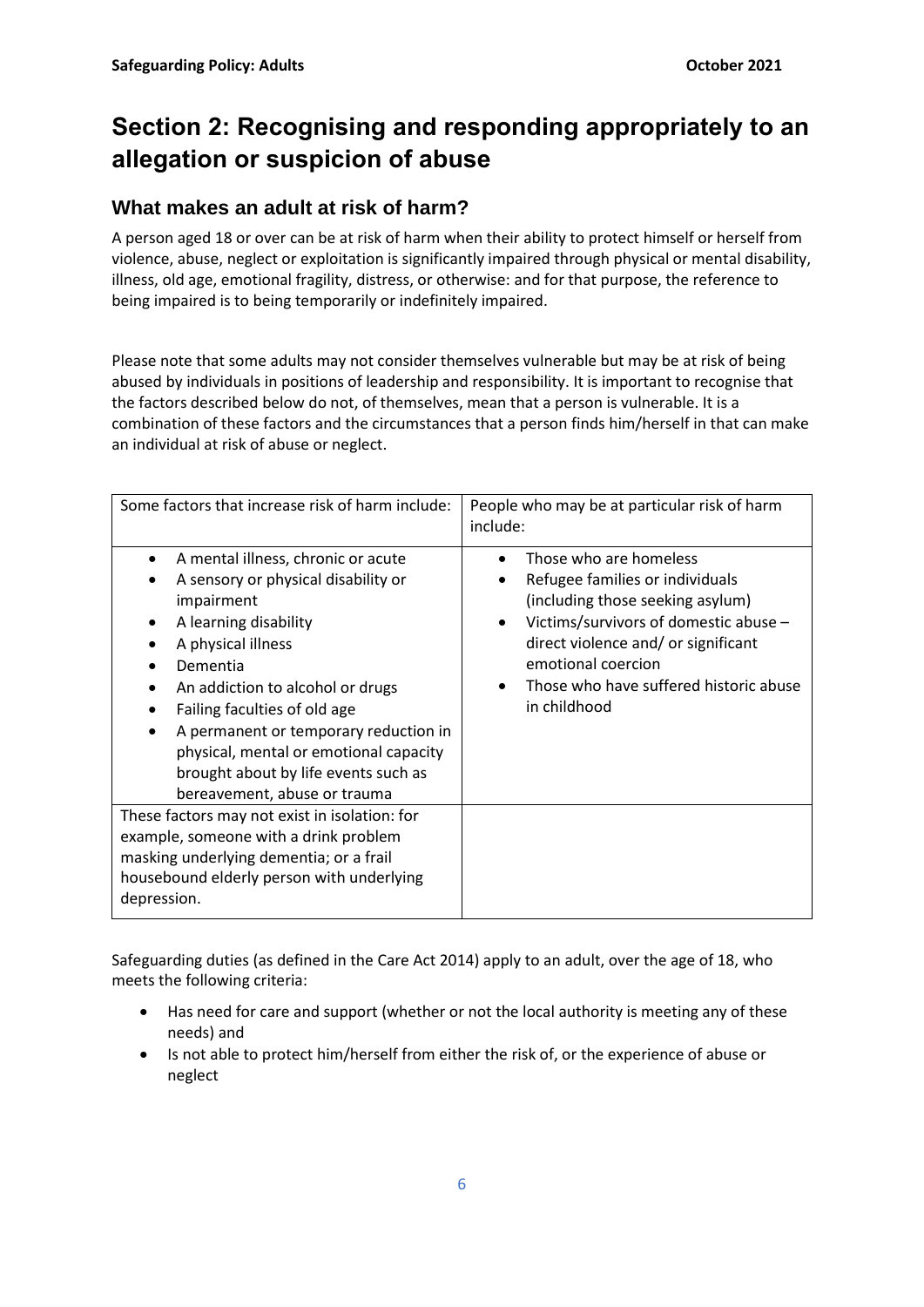# Section 2: Recognising and responding appropriately to an allegation or suspicion of abuse

## What makes an adult at risk of harm?

A person aged 18 or over can be at risk of harm when their ability to protect himself or herself from violence, abuse, neglect or exploitation is significantly impaired through physical or mental disability, illness, old age, emotional fragility, distress, or otherwise: and for that purpose, the reference to being impaired is to being temporarily or indefinitely impaired.

Please note that some adults may not consider themselves vulnerable but may be at risk of being abused by individuals in positions of leadership and responsibility. It is important to recognise that the factors described below do not, of themselves, mean that a person is vulnerable. It is a combination of these factors and the circumstances that a person finds him/herself in that can make an individual at risk of abuse or neglect.

| Some factors that increase risk of harm include: | People who may be at particular risk of harm include: |
|---|---|
| • A mental illness, chronic or acute<br>• A sensory or physical disability or impairment<br>• A learning disability<br>• A physical illness<br>• Dementia<br>• An addiction to alcohol or drugs<br>• Failing faculties of old age<br>• A permanent or temporary reduction in physical, mental or emotional capacity brought about by life events such as bereavement, abuse or trauma | • Those who are homeless<br>• Refugee families or individuals (including those seeking asylum)<br>• Victims/survivors of domestic abuse – direct violence and/ or significant emotional coercion<br>• Those who have suffered historic abuse in childhood |
| These factors may not exist in isolation: for example, someone with a drink problem masking underlying dementia; or a frail housebound elderly person with underlying depression. | |

Safeguarding duties (as defined in the Care Act 2014) apply to an adult, over the age of 18, who meets the following criteria:

- Has need for care and support (whether or not the local authority is meeting any of these needs) and
- Is not able to protect him/herself from either the risk of, or the experience of abuse or neglect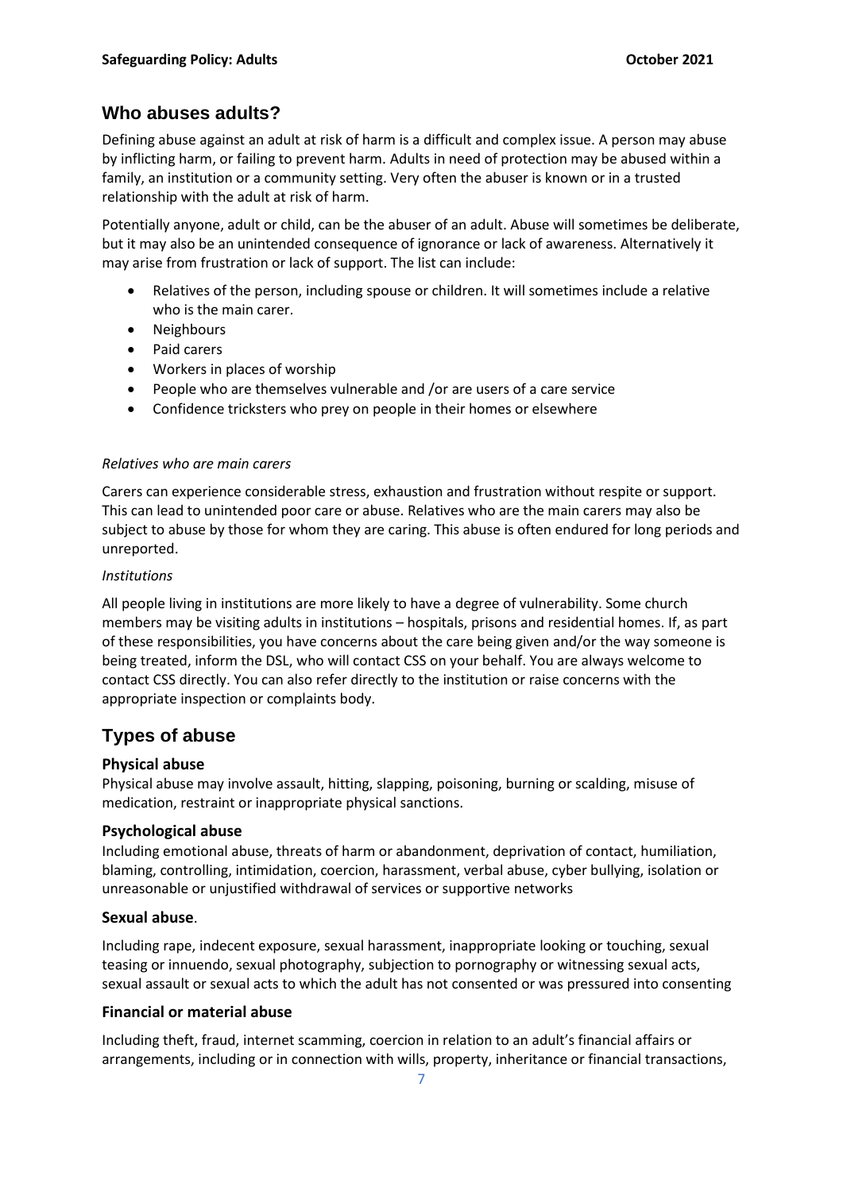## Who abuses adults?

Defining abuse against an adult at risk of harm is a difficult and complex issue. A person may abuse by inflicting harm, or failing to prevent harm. Adults in need of protection may be abused within a family, an institution or a community setting. Very often the abuser is known or in a trusted relationship with the adult at risk of harm.

Potentially anyone, adult or child, can be the abuser of an adult. Abuse will sometimes be deliberate, but it may also be an unintended consequence of ignorance or lack of awareness. Alternatively it may arise from frustration or lack of support. The list can include:

- Relatives of the person, including spouse or children. It will sometimes include a relative who is the main carer.
- Neighbours
- Paid carers
- Workers in places of worship
- People who are themselves vulnerable and /or are users of a care service
- Confidence tricksters who prey on people in their homes or elsewhere

*Relatives who are main carers*

Carers can experience considerable stress, exhaustion and frustration without respite or support. This can lead to unintended poor care or abuse. Relatives who are the main carers may also be subject to abuse by those for whom they are caring. This abuse is often endured for long periods and unreported.

*Institutions*

All people living in institutions are more likely to have a degree of vulnerability. Some church members may be visiting adults in institutions – hospitals, prisons and residential homes. If, as part of these responsibilities, you have concerns about the care being given and/or the way someone is being treated, inform the DSL, who will contact CSS on your behalf. You are always welcome to contact CSS directly. You can also refer directly to the institution or raise concerns with the appropriate inspection or complaints body.

## Types of abuse

### Physical abuse

Physical abuse may involve assault, hitting, slapping, poisoning, burning or scalding, misuse of medication, restraint or inappropriate physical sanctions.

### Psychological abuse

Including emotional abuse, threats of harm or abandonment, deprivation of contact, humiliation, blaming, controlling, intimidation, coercion, harassment, verbal abuse, cyber bullying, isolation or unreasonable or unjustified withdrawal of services or supportive networks

### Sexual abuse.

Including rape, indecent exposure, sexual harassment, inappropriate looking or touching, sexual teasing or innuendo, sexual photography, subjection to pornography or witnessing sexual acts, sexual assault or sexual acts to which the adult has not consented or was pressured into consenting

### Financial or material abuse

Including theft, fraud, internet scamming, coercion in relation to an adult's financial affairs or arrangements, including or in connection with wills, property, inheritance or financial transactions,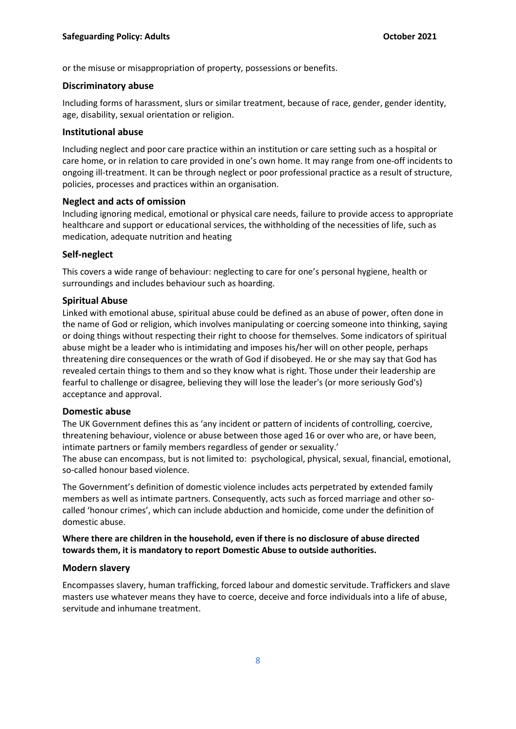or the misuse or misappropriation of property, possessions or benefits.

### Discriminatory abuse

Including forms of harassment, slurs or similar treatment, because of race, gender, gender identity, age, disability, sexual orientation or religion.

### Institutional abuse

Including neglect and poor care practice within an institution or care setting such as a hospital or care home, or in relation to care provided in one's own home. It may range from one-off incidents to ongoing ill-treatment. It can be through neglect or poor professional practice as a result of structure, policies, processes and practices within an organisation.

### Neglect and acts of omission

Including ignoring medical, emotional or physical care needs, failure to provide access to appropriate healthcare and support or educational services, the withholding of the necessities of life, such as medication, adequate nutrition and heating

### Self-neglect

This covers a wide range of behaviour: neglecting to care for one's personal hygiene, health or surroundings and includes behaviour such as hoarding.

### Spiritual Abuse

Linked with emotional abuse, spiritual abuse could be defined as an abuse of power, often done in the name of God or religion, which involves manipulating or coercing someone into thinking, saying or doing things without respecting their right to choose for themselves. Some indicators of spiritual abuse might be a leader who is intimidating and imposes his/her will on other people, perhaps threatening dire consequences or the wrath of God if disobeyed. He or she may say that God has revealed certain things to them and so they know what is right. Those under their leadership are fearful to challenge or disagree, believing they will lose the leader's (or more seriously God's) acceptance and approval.

### Domestic abuse

The UK Government defines this as 'any incident or pattern of incidents of controlling, coercive, threatening behaviour, violence or abuse between those aged 16 or over who are, or have been, intimate partners or family members regardless of gender or sexuality.'

The abuse can encompass, but is not limited to: psychological, physical, sexual, financial, emotional, so-called honour based violence.

The Government's definition of domestic violence includes acts perpetrated by extended family members as well as intimate partners. Consequently, acts such as forced marriage and other so-called 'honour crimes', which can include abduction and homicide, come under the definition of domestic abuse.

**Where there are children in the household, even if there is no disclosure of abuse directed towards them, it is mandatory to report Domestic Abuse to outside authorities.**

### Modern slavery

Encompasses slavery, human trafficking, forced labour and domestic servitude. Traffickers and slave masters use whatever means they have to coerce, deceive and force individuals into a life of abuse, servitude and inhumane treatment.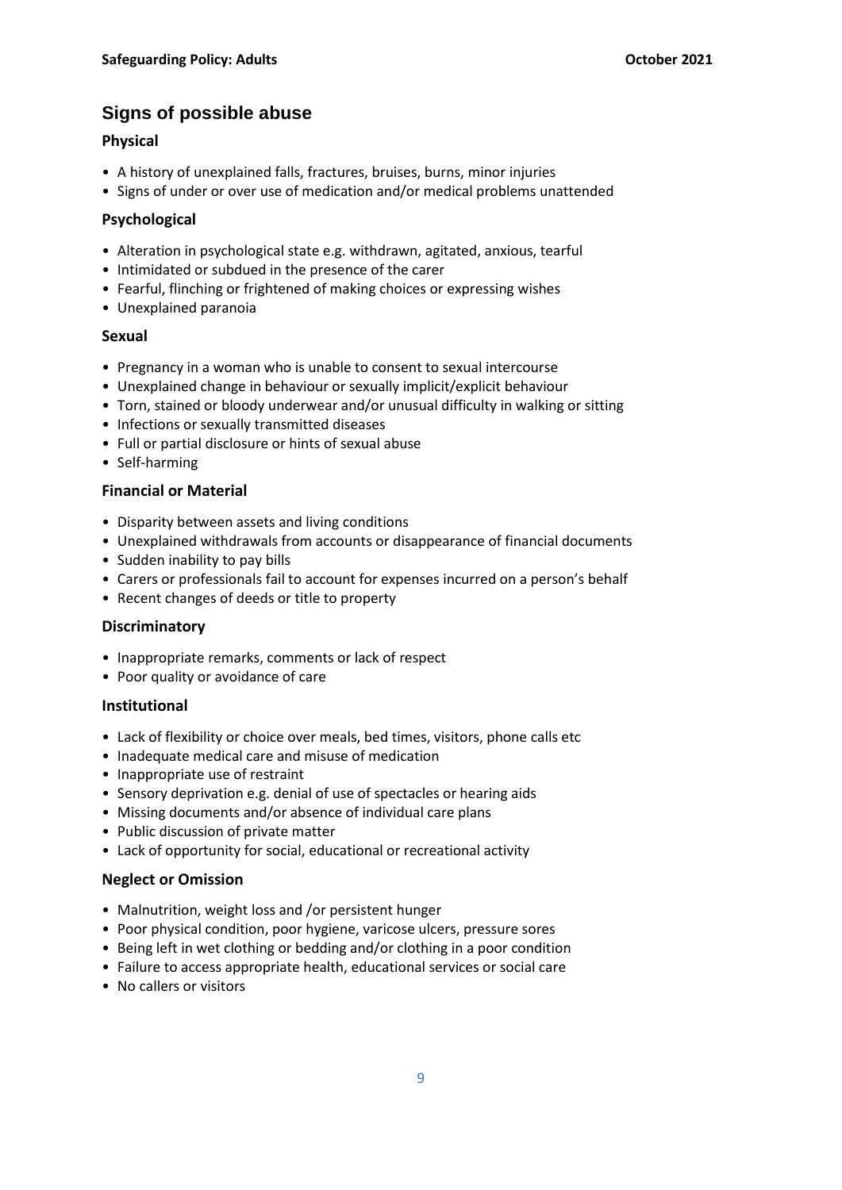## Signs of possible abuse

### Physical

- A history of unexplained falls, fractures, bruises, burns, minor injuries
- Signs of under or over use of medication and/or medical problems unattended

### Psychological

- Alteration in psychological state e.g. withdrawn, agitated, anxious, tearful
- Intimidated or subdued in the presence of the carer
- Fearful, flinching or frightened of making choices or expressing wishes
- Unexplained paranoia

### Sexual

- Pregnancy in a woman who is unable to consent to sexual intercourse
- Unexplained change in behaviour or sexually implicit/explicit behaviour
- Torn, stained or bloody underwear and/or unusual difficulty in walking or sitting
- Infections or sexually transmitted diseases
- Full or partial disclosure or hints of sexual abuse
- Self-harming

### Financial or Material

- Disparity between assets and living conditions
- Unexplained withdrawals from accounts or disappearance of financial documents
- Sudden inability to pay bills
- Carers or professionals fail to account for expenses incurred on a person's behalf
- Recent changes of deeds or title to property

### Discriminatory

- Inappropriate remarks, comments or lack of respect
- Poor quality or avoidance of care

### Institutional

- Lack of flexibility or choice over meals, bed times, visitors, phone calls etc
- Inadequate medical care and misuse of medication
- Inappropriate use of restraint
- Sensory deprivation e.g. denial of use of spectacles or hearing aids
- Missing documents and/or absence of individual care plans
- Public discussion of private matter
- Lack of opportunity for social, educational or recreational activity

### Neglect or Omission

- Malnutrition, weight loss and /or persistent hunger
- Poor physical condition, poor hygiene, varicose ulcers, pressure sores
- Being left in wet clothing or bedding and/or clothing in a poor condition
- Failure to access appropriate health, educational services or social care
- No callers or visitors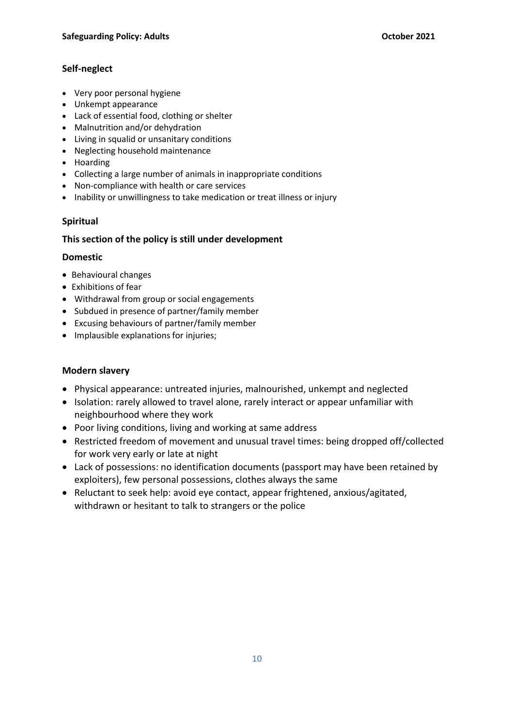### Self-neglect

- Very poor personal hygiene
- Unkempt appearance
- Lack of essential food, clothing or shelter
- Malnutrition and/or dehydration
- Living in squalid or unsanitary conditions
- Neglecting household maintenance
- Hoarding
- Collecting a large number of animals in inappropriate conditions
- Non-compliance with health or care services
- Inability or unwillingness to take medication or treat illness or injury

### Spiritual

**This section of the policy is still under development**

### Domestic

- Behavioural changes
- Exhibitions of fear
- Withdrawal from group or social engagements
- Subdued in presence of partner/family member
- Excusing behaviours of partner/family member
- Implausible explanations for injuries;

### Modern slavery

- Physical appearance: untreated injuries, malnourished, unkempt and neglected
- Isolation: rarely allowed to travel alone, rarely interact or appear unfamiliar with neighbourhood where they work
- Poor living conditions, living and working at same address
- Restricted freedom of movement and unusual travel times: being dropped off/collected for work very early or late at night
- Lack of possessions: no identification documents (passport may have been retained by exploiters), few personal possessions, clothes always the same
- Reluctant to seek help: avoid eye contact, appear frightened, anxious/agitated, withdrawn or hesitant to talk to strangers or the police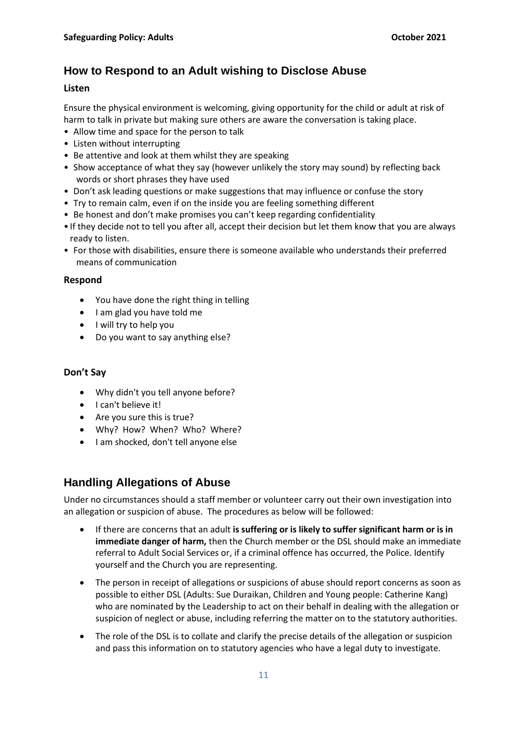## How to Respond to an Adult wishing to Disclose Abuse

### Listen

Ensure the physical environment is welcoming, giving opportunity for the child or adult at risk of harm to talk in private but making sure others are aware the conversation is taking place.

- Allow time and space for the person to talk
- Listen without interrupting
- Be attentive and look at them whilst they are speaking
- Show acceptance of what they say (however unlikely the story may sound) by reflecting back words or short phrases they have used
- Don't ask leading questions or make suggestions that may influence or confuse the story
- Try to remain calm, even if on the inside you are feeling something different
- Be honest and don't make promises you can't keep regarding confidentiality
- If they decide not to tell you after all, accept their decision but let them know that you are always ready to listen.
- For those with disabilities, ensure there is someone available who understands their preferred means of communication

### Respond

- You have done the right thing in telling
- I am glad you have told me
- I will try to help you
- Do you want to say anything else?

### Don't Say

- Why didn't you tell anyone before?
- I can't believe it!
- Are you sure this is true?
- Why? How? When? Who? Where?
- I am shocked, don't tell anyone else

## Handling Allegations of Abuse

Under no circumstances should a staff member or volunteer carry out their own investigation into an allegation or suspicion of abuse. The procedures as below will be followed:

- If there are concerns that an adult **is suffering or is likely to suffer significant harm or is in immediate danger of harm,** then the Church member or the DSL should make an immediate referral to Adult Social Services or, if a criminal offence has occurred, the Police. Identify yourself and the Church you are representing.
- The person in receipt of allegations or suspicions of abuse should report concerns as soon as possible to either DSL (Adults: Sue Duraikan, Children and Young people: Catherine Kang) who are nominated by the Leadership to act on their behalf in dealing with the allegation or suspicion of neglect or abuse, including referring the matter on to the statutory authorities.
- The role of the DSL is to collate and clarify the precise details of the allegation or suspicion and pass this information on to statutory agencies who have a legal duty to investigate.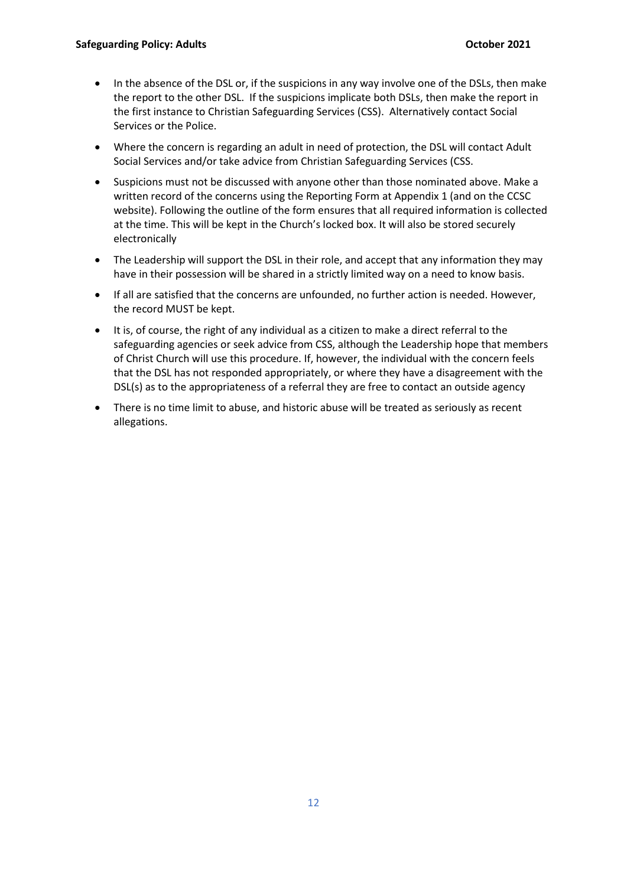- In the absence of the DSL or, if the suspicions in any way involve one of the DSLs, then make the report to the other DSL. If the suspicions implicate both DSLs, then make the report in the first instance to Christian Safeguarding Services (CSS). Alternatively contact Social Services or the Police.
- Where the concern is regarding an adult in need of protection, the DSL will contact Adult Social Services and/or take advice from Christian Safeguarding Services (CSS.
- Suspicions must not be discussed with anyone other than those nominated above. Make a written record of the concerns using the Reporting Form at Appendix 1 (and on the CCSC website). Following the outline of the form ensures that all required information is collected at the time. This will be kept in the Church's locked box. It will also be stored securely electronically
- The Leadership will support the DSL in their role, and accept that any information they may have in their possession will be shared in a strictly limited way on a need to know basis.
- If all are satisfied that the concerns are unfounded, no further action is needed. However, the record MUST be kept.
- It is, of course, the right of any individual as a citizen to make a direct referral to the safeguarding agencies or seek advice from CSS, although the Leadership hope that members of Christ Church will use this procedure. If, however, the individual with the concern feels that the DSL has not responded appropriately, or where they have a disagreement with the DSL(s) as to the appropriateness of a referral they are free to contact an outside agency
- There is no time limit to abuse, and historic abuse will be treated as seriously as recent allegations.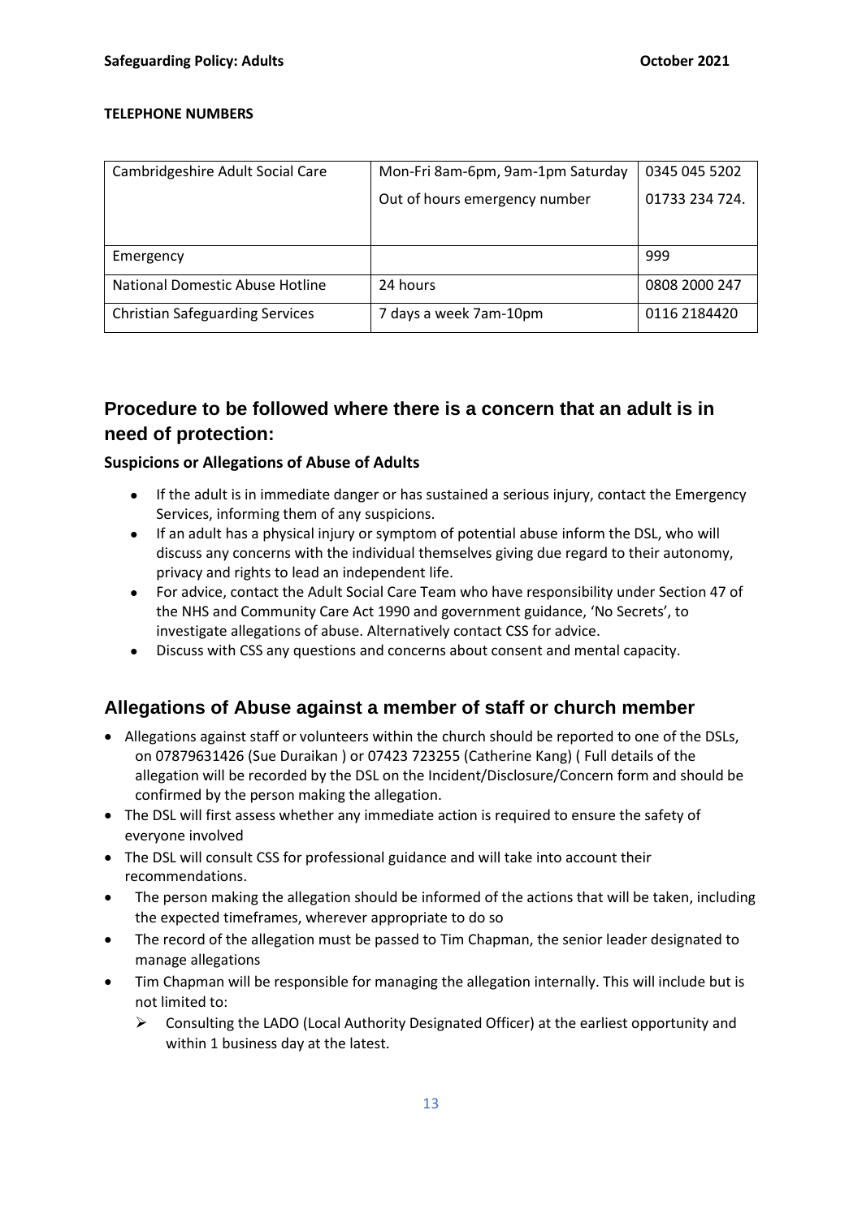**TELEPHONE NUMBERS**

| | | |
|---|---|---|
| Cambridgeshire Adult Social Care | Mon-Fri 8am-6pm, 9am-1pm Saturday<br>Out of hours emergency number | 0345 045 5202<br>01733 234 724. |
| Emergency | | 999 |
| National Domestic Abuse Hotline | 24 hours | 0808 2000 247 |
| Christian Safeguarding Services | 7 days a week 7am-10pm | 0116 2184420 |

## Procedure to be followed where there is a concern that an adult is in need of protection:

**Suspicions or Allegations of Abuse of Adults**

- If the adult is in immediate danger or has sustained a serious injury, contact the Emergency Services, informing them of any suspicions.
- If an adult has a physical injury or symptom of potential abuse inform the DSL, who will discuss any concerns with the individual themselves giving due regard to their autonomy, privacy and rights to lead an independent life.
- For advice, contact the Adult Social Care Team who have responsibility under Section 47 of the NHS and Community Care Act 1990 and government guidance, 'No Secrets', to investigate allegations of abuse. Alternatively contact CSS for advice.
- Discuss with CSS any questions and concerns about consent and mental capacity.

## Allegations of Abuse against a member of staff or church member

- Allegations against staff or volunteers within the church should be reported to one of the DSLs, on 07879631426 (Sue Duraikan ) or 07423 723255 (Catherine Kang) ( Full details of the allegation will be recorded by the DSL on the Incident/Disclosure/Concern form and should be confirmed by the person making the allegation.
- The DSL will first assess whether any immediate action is required to ensure the safety of everyone involved
- The DSL will consult CSS for professional guidance and will take into account their recommendations.
- The person making the allegation should be informed of the actions that will be taken, including the expected timeframes, wherever appropriate to do so
- The record of the allegation must be passed to Tim Chapman, the senior leader designated to manage allegations
- Tim Chapman will be responsible for managing the allegation internally. This will include but is not limited to:
  - Consulting the LADO (Local Authority Designated Officer) at the earliest opportunity and within 1 business day at the latest.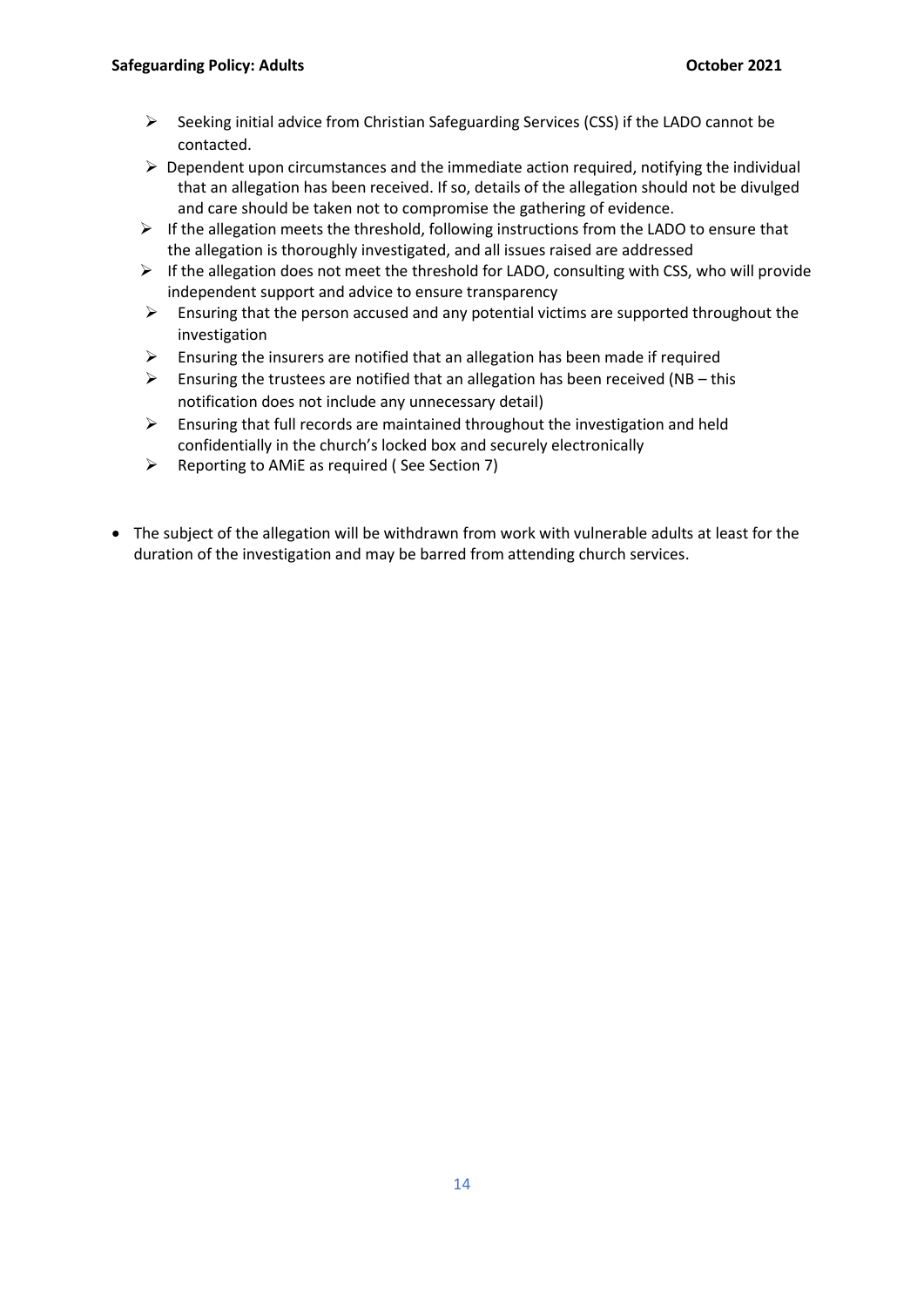- Seeking initial advice from Christian Safeguarding Services (CSS) if the LADO cannot be contacted.
- Dependent upon circumstances and the immediate action required, notifying the individual that an allegation has been received. If so, details of the allegation should not be divulged and care should be taken not to compromise the gathering of evidence.
- If the allegation meets the threshold, following instructions from the LADO to ensure that the allegation is thoroughly investigated, and all issues raised are addressed
- If the allegation does not meet the threshold for LADO, consulting with CSS, who will provide independent support and advice to ensure transparency
- Ensuring that the person accused and any potential victims are supported throughout the investigation
- Ensuring the insurers are notified that an allegation has been made if required
- Ensuring the trustees are notified that an allegation has been received (NB – this notification does not include any unnecessary detail)
- Ensuring that full records are maintained throughout the investigation and held confidentially in the church's locked box and securely electronically
- Reporting to AMiE as required ( See Section 7)

- The subject of the allegation will be withdrawn from work with vulnerable adults at least for the duration of the investigation and may be barred from attending church services.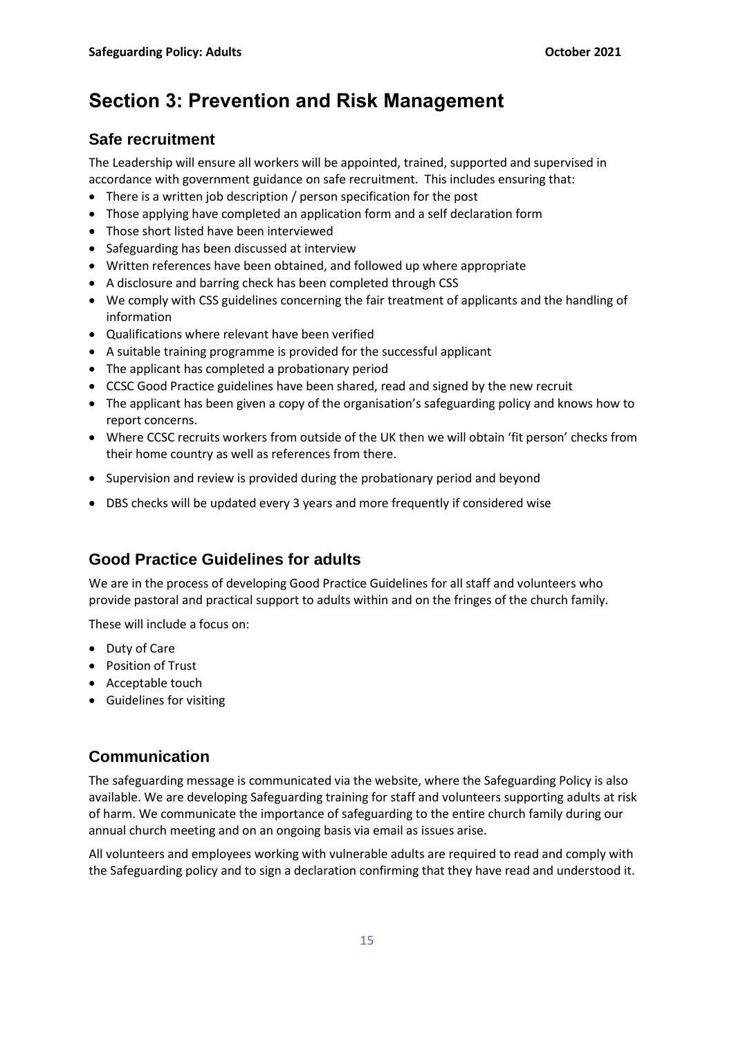# Section 3: Prevention and Risk Management

## Safe recruitment

The Leadership will ensure all workers will be appointed, trained, supported and supervised in accordance with government guidance on safe recruitment. This includes ensuring that:

- There is a written job description / person specification for the post
- Those applying have completed an application form and a self declaration form
- Those short listed have been interviewed
- Safeguarding has been discussed at interview
- Written references have been obtained, and followed up where appropriate
- A disclosure and barring check has been completed through CSS
- We comply with CSS guidelines concerning the fair treatment of applicants and the handling of information
- Qualifications where relevant have been verified
- A suitable training programme is provided for the successful applicant
- The applicant has completed a probationary period
- CCSC Good Practice guidelines have been shared, read and signed by the new recruit
- The applicant has been given a copy of the organisation's safeguarding policy and knows how to report concerns.
- Where CCSC recruits workers from outside of the UK then we will obtain 'fit person' checks from their home country as well as references from there.
- Supervision and review is provided during the probationary period and beyond
- DBS checks will be updated every 3 years and more frequently if considered wise

## Good Practice Guidelines for adults

We are in the process of developing Good Practice Guidelines for all staff and volunteers who provide pastoral and practical support to adults within and on the fringes of the church family.

These will include a focus on:

- Duty of Care
- Position of Trust
- Acceptable touch
- Guidelines for visiting

## Communication

The safeguarding message is communicated via the website, where the Safeguarding Policy is also available. We are developing Safeguarding training for staff and volunteers supporting adults at risk of harm. We communicate the importance of safeguarding to the entire church family during our annual church meeting and on an ongoing basis via email as issues arise.

All volunteers and employees working with vulnerable adults are required to read and comply with the Safeguarding policy and to sign a declaration confirming that they have read and understood it.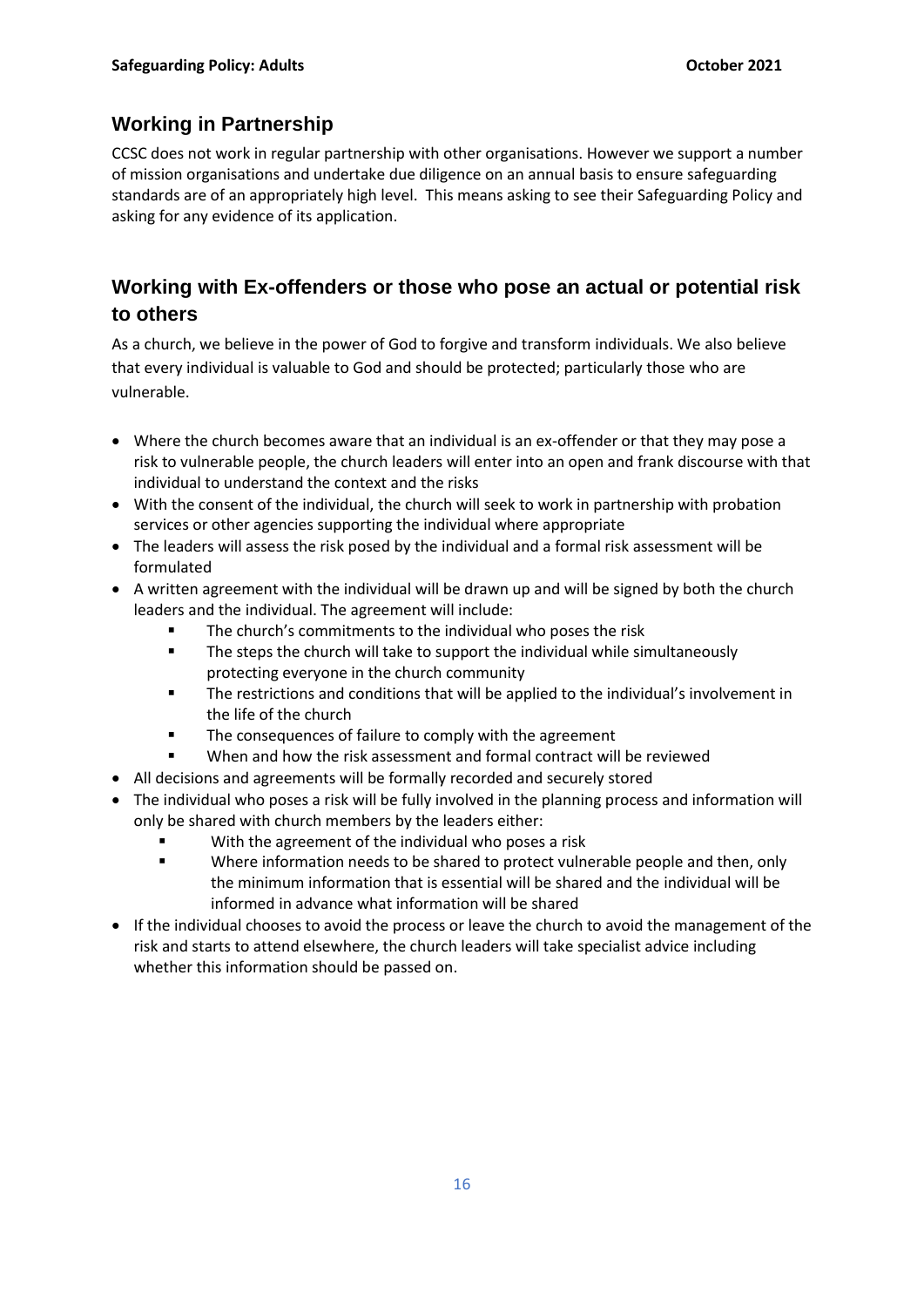## Working in Partnership

CCSC does not work in regular partnership with other organisations. However we support a number of mission organisations and undertake due diligence on an annual basis to ensure safeguarding standards are of an appropriately high level. This means asking to see their Safeguarding Policy and asking for any evidence of its application.

## Working with Ex-offenders or those who pose an actual or potential risk to others

As a church, we believe in the power of God to forgive and transform individuals. We also believe that every individual is valuable to God and should be protected; particularly those who are vulnerable.

- Where the church becomes aware that an individual is an ex-offender or that they may pose a risk to vulnerable people, the church leaders will enter into an open and frank discourse with that individual to understand the context and the risks
- With the consent of the individual, the church will seek to work in partnership with probation services or other agencies supporting the individual where appropriate
- The leaders will assess the risk posed by the individual and a formal risk assessment will be formulated
- A written agreement with the individual will be drawn up and will be signed by both the church leaders and the individual. The agreement will include:
    - The church's commitments to the individual who poses the risk
    - The steps the church will take to support the individual while simultaneously protecting everyone in the church community
    - The restrictions and conditions that will be applied to the individual's involvement in the life of the church
    - The consequences of failure to comply with the agreement
    - When and how the risk assessment and formal contract will be reviewed
- All decisions and agreements will be formally recorded and securely stored
- The individual who poses a risk will be fully involved in the planning process and information will only be shared with church members by the leaders either:
    - With the agreement of the individual who poses a risk
    - Where information needs to be shared to protect vulnerable people and then, only the minimum information that is essential will be shared and the individual will be informed in advance what information will be shared
- If the individual chooses to avoid the process or leave the church to avoid the management of the risk and starts to attend elsewhere, the church leaders will take specialist advice including whether this information should be passed on.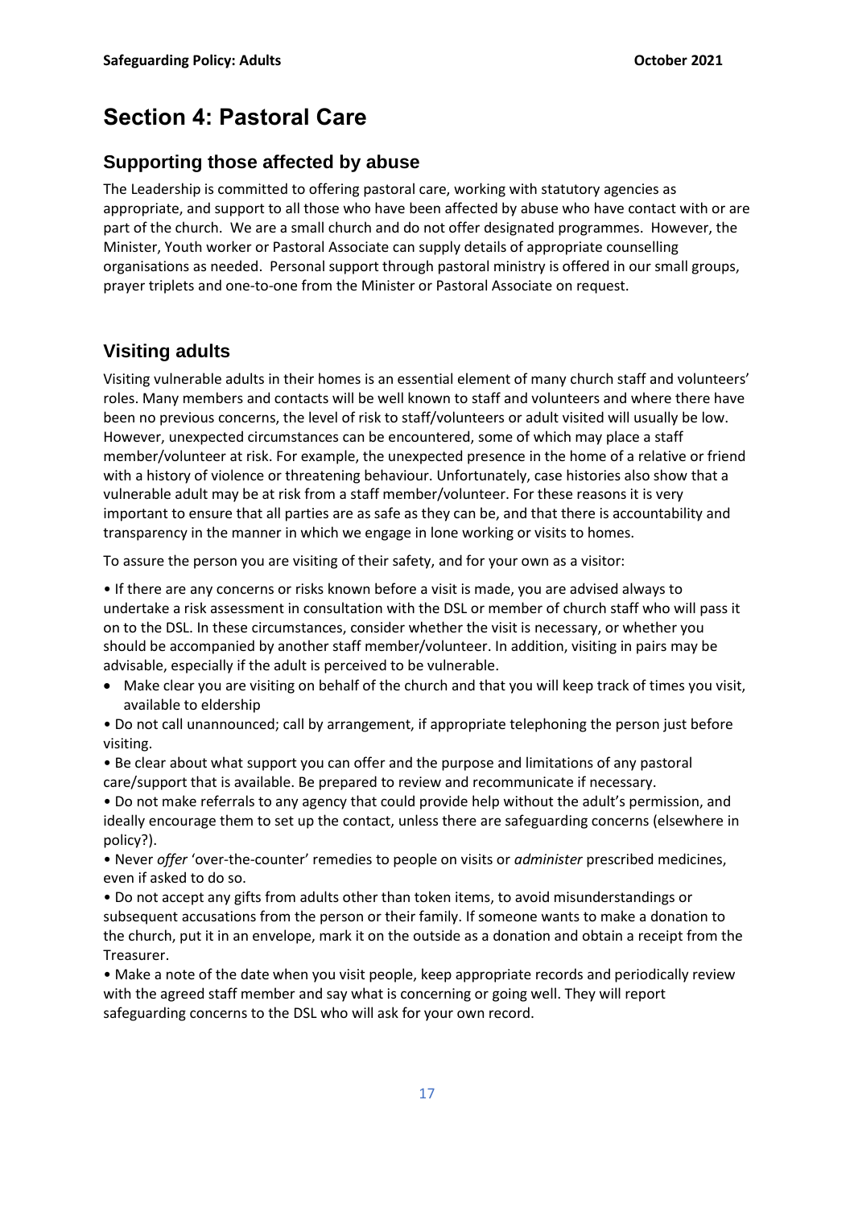# Section 4: Pastoral Care

## Supporting those affected by abuse

The Leadership is committed to offering pastoral care, working with statutory agencies as appropriate, and support to all those who have been affected by abuse who have contact with or are part of the church. We are a small church and do not offer designated programmes. However, the Minister, Youth worker or Pastoral Associate can supply details of appropriate counselling organisations as needed. Personal support through pastoral ministry is offered in our small groups, prayer triplets and one-to-one from the Minister or Pastoral Associate on request.

## Visiting adults

Visiting vulnerable adults in their homes is an essential element of many church staff and volunteers' roles. Many members and contacts will be well known to staff and volunteers and where there have been no previous concerns, the level of risk to staff/volunteers or adult visited will usually be low. However, unexpected circumstances can be encountered, some of which may place a staff member/volunteer at risk. For example, the unexpected presence in the home of a relative or friend with a history of violence or threatening behaviour. Unfortunately, case histories also show that a vulnerable adult may be at risk from a staff member/volunteer. For these reasons it is very important to ensure that all parties are as safe as they can be, and that there is accountability and transparency in the manner in which we engage in lone working or visits to homes.

To assure the person you are visiting of their safety, and for your own as a visitor:

- If there are any concerns or risks known before a visit is made, you are advised always to undertake a risk assessment in consultation with the DSL or member of church staff who will pass it on to the DSL. In these circumstances, consider whether the visit is necessary, or whether you should be accompanied by another staff member/volunteer. In addition, visiting in pairs may be advisable, especially if the adult is perceived to be vulnerable.
- Make clear you are visiting on behalf of the church and that you will keep track of times you visit, available to eldership
- Do not call unannounced; call by arrangement, if appropriate telephoning the person just before visiting.
- Be clear about what support you can offer and the purpose and limitations of any pastoral care/support that is available. Be prepared to review and recommunicate if necessary.
- Do not make referrals to any agency that could provide help without the adult's permission, and ideally encourage them to set up the contact, unless there are safeguarding concerns (elsewhere in policy?).
- Never *offer* 'over-the-counter' remedies to people on visits or *administer* prescribed medicines, even if asked to do so.
- Do not accept any gifts from adults other than token items, to avoid misunderstandings or subsequent accusations from the person or their family. If someone wants to make a donation to the church, put it in an envelope, mark it on the outside as a donation and obtain a receipt from the Treasurer.
- Make a note of the date when you visit people, keep appropriate records and periodically review with the agreed staff member and say what is concerning or going well. They will report safeguarding concerns to the DSL who will ask for your own record.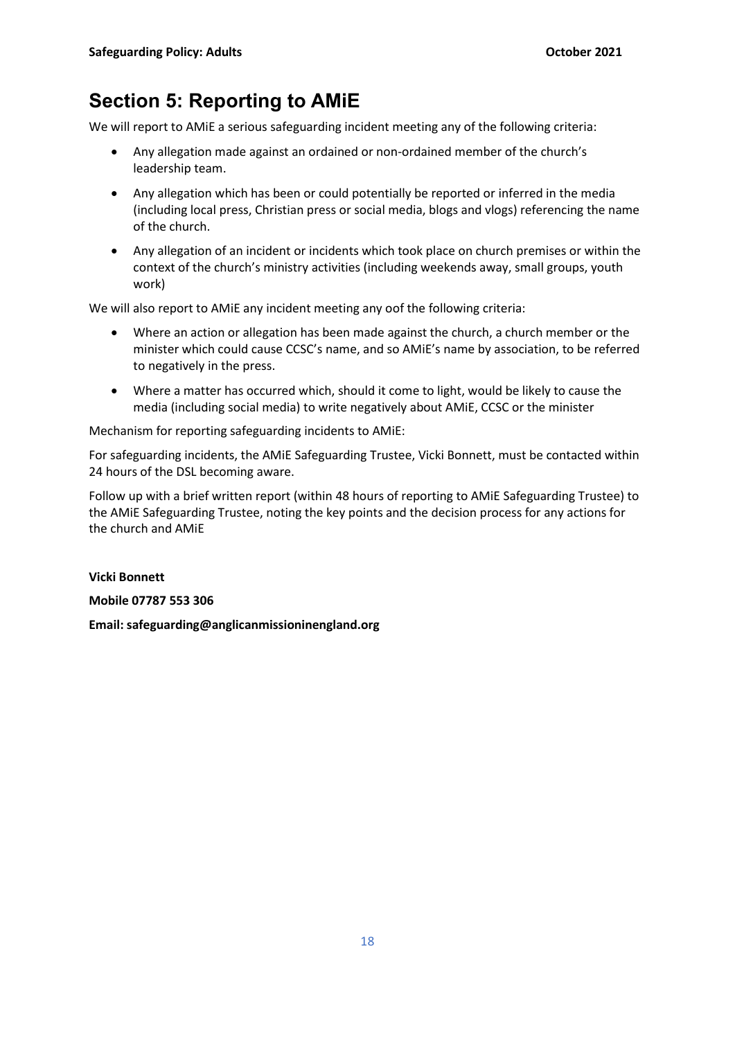# Section 5: Reporting to AMiE

We will report to AMiE a serious safeguarding incident meeting any of the following criteria:

- Any allegation made against an ordained or non-ordained member of the church's leadership team.
- Any allegation which has been or could potentially be reported or inferred in the media (including local press, Christian press or social media, blogs and vlogs) referencing the name of the church.
- Any allegation of an incident or incidents which took place on church premises or within the context of the church's ministry activities (including weekends away, small groups, youth work)

We will also report to AMiE any incident meeting any oof the following criteria:

- Where an action or allegation has been made against the church, a church member or the minister which could cause CCSC's name, and so AMiE's name by association, to be referred to negatively in the press.
- Where a matter has occurred which, should it come to light, would be likely to cause the media (including social media) to write negatively about AMiE, CCSC or the minister

Mechanism for reporting safeguarding incidents to AMiE:

For safeguarding incidents, the AMiE Safeguarding Trustee, Vicki Bonnett, must be contacted within 24 hours of the DSL becoming aware.

Follow up with a brief written report (within 48 hours of reporting to AMiE Safeguarding Trustee) to the AMiE Safeguarding Trustee, noting the key points and the decision process for any actions for the church and AMiE

**Vicki Bonnett**

**Mobile 07787 553 306**

**Email: safeguarding@anglicanmissioninengland.org**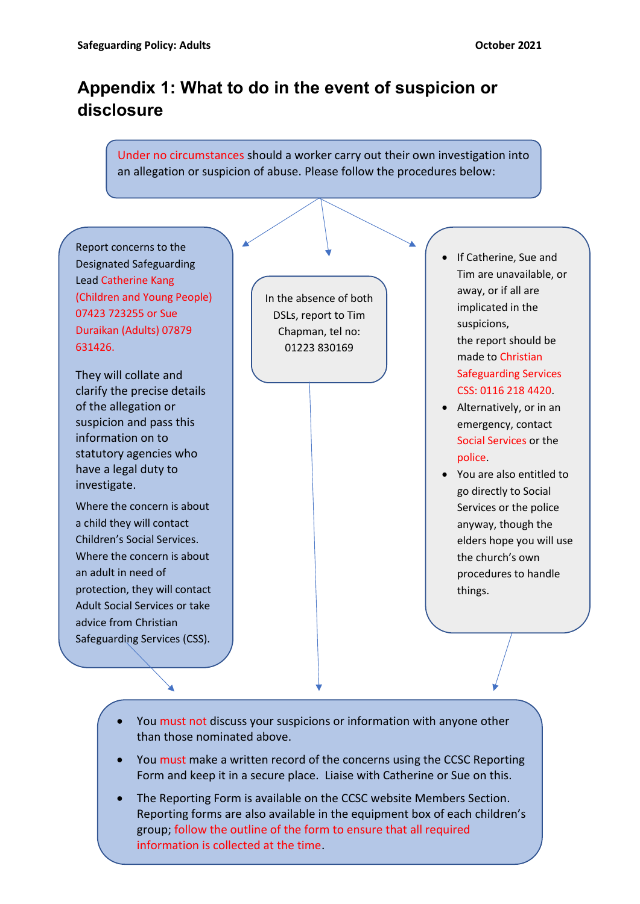# Appendix 1: What to do in the event of suspicion or disclosure

Under no circumstances should a worker carry out their own investigation into an allegation or suspicion of abuse. Please follow the procedures below:

Report concerns to the Designated Safeguarding Lead Catherine Kang (Children and Young People) 07423 723255 or Sue Duraikan (Adults) 07879 631426.

They will collate and clarify the precise details of the allegation or suspicion and pass this information on to statutory agencies who have a legal duty to investigate.

Where the concern is about a child they will contact Children's Social Services. Where the concern is about an adult in need of protection, they will contact Adult Social Services or take advice from Christian Safeguarding Services (CSS).

In the absence of both DSLs, report to Tim Chapman, tel no: 01223 830169

- If Catherine, Sue and Tim are unavailable, or away, or if all are implicated in the suspicions, the report should be made to Christian Safeguarding Services CSS: 0116 218 4420.
- Alternatively, or in an emergency, contact Social Services or the police.
- You are also entitled to go directly to Social Services or the police anyway, though the elders hope you will use the church's own procedures to handle things.

---

- You must not discuss your suspicions or information with anyone other than those nominated above.
- You must make a written record of the concerns using the CCSC Reporting Form and keep it in a secure place. Liaise with Catherine or Sue on this.
- The Reporting Form is available on the CCSC website Members Section. Reporting forms are also available in the equipment box of each children's group; follow the outline of the form to ensure that all required information is collected at the time.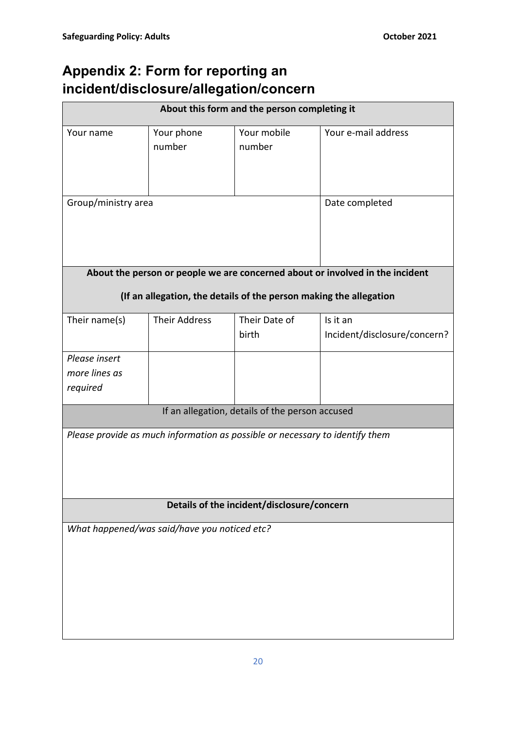## Appendix 2: Form for reporting an incident/disclosure/allegation/concern

| **About this form and the person completing it** | | | |
|---|---|---|---|
| Your name | Your phone number | Your mobile number | Your e-mail address |
| Group/ministry area | | | Date completed |
| **About the person or people we are concerned about or involved in the incident** **(If an allegation, the details of the person making the allegation** | | | |
| Their name(s) | Their Address | Their Date of birth | Is it an Incident/disclosure/concern? |
| *Please insert more lines as required* | | | |
| If an allegation, details of the person accused | | | |
| *Please provide as much information as possible or necessary to identify them* | | | |
| **Details of the incident/disclosure/concern** | | | |
| *What happened/was said/have you noticed etc?* | | | |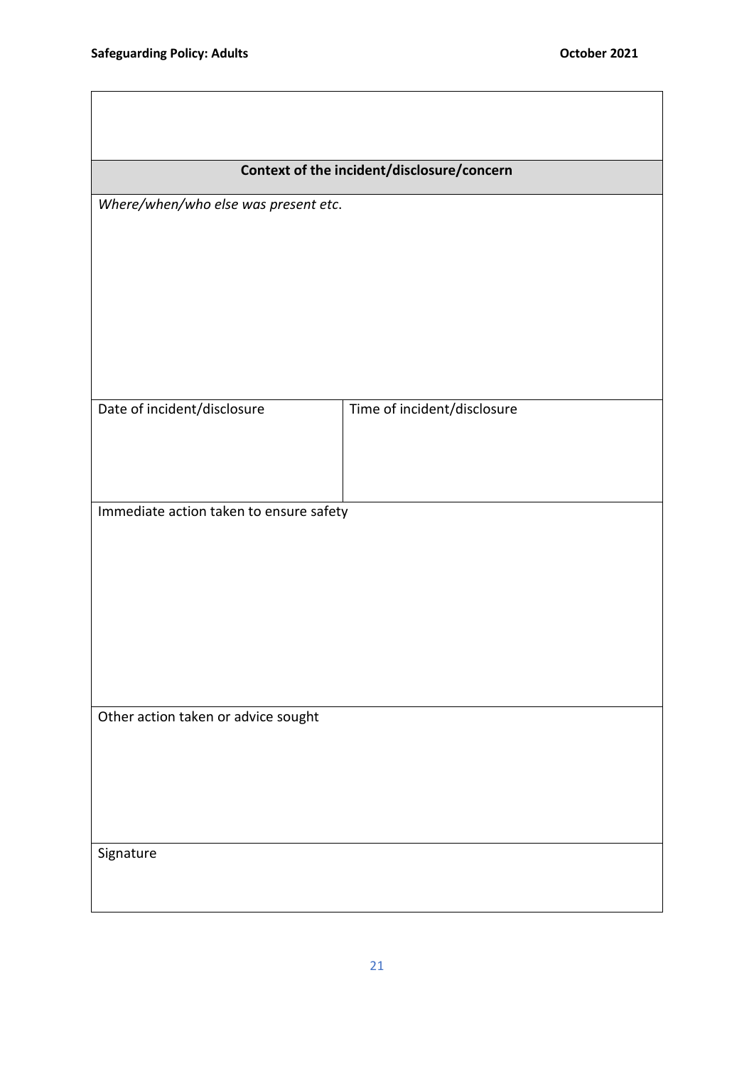| | |
|---|---|
| | |
| **Context of the incident/disclosure/concern** | |
| *Where/when/who else was present etc.* | |
| Date of incident/disclosure | Time of incident/disclosure |
| Immediate action taken to ensure safety | |
| Other action taken or advice sought | |
| Signature | |